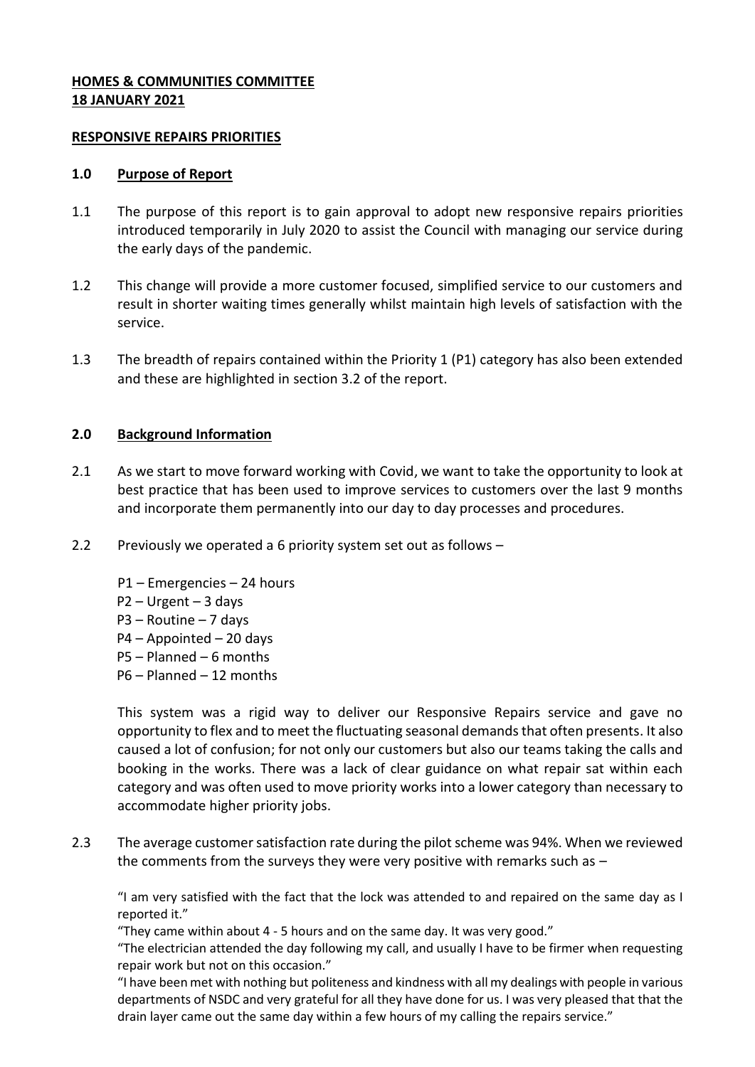**HOMES & COMMUNITIES COMMITTEE**
**18 JANUARY 2021**

**RESPONSIVE REPAIRS PRIORITIES**

## 1.0 Purpose of Report

1.1 The purpose of this report is to gain approval to adopt new responsive repairs priorities introduced temporarily in July 2020 to assist the Council with managing our service during the early days of the pandemic.

1.2 This change will provide a more customer focused, simplified service to our customers and result in shorter waiting times generally whilst maintain high levels of satisfaction with the service.

1.3 The breadth of repairs contained within the Priority 1 (P1) category has also been extended and these are highlighted in section 3.2 of the report.

## 2.0 Background Information

2.1 As we start to move forward working with Covid, we want to take the opportunity to look at best practice that has been used to improve services to customers over the last 9 months and incorporate them permanently into our day to day processes and procedures.

2.2 Previously we operated a 6 priority system set out as follows –

P1 – Emergencies – 24 hours
P2 – Urgent – 3 days
P3 – Routine – 7 days
P4 – Appointed – 20 days
P5 – Planned – 6 months
P6 – Planned – 12 months

This system was a rigid way to deliver our Responsive Repairs service and gave no opportunity to flex and to meet the fluctuating seasonal demands that often presents. It also caused a lot of confusion; for not only our customers but also our teams taking the calls and booking in the works. There was a lack of clear guidance on what repair sat within each category and was often used to move priority works into a lower category than necessary to accommodate higher priority jobs.

2.3 The average customer satisfaction rate during the pilot scheme was 94%. When we reviewed the comments from the surveys they were very positive with remarks such as –

"I am very satisfied with the fact that the lock was attended to and repaired on the same day as I reported it."

"They came within about 4 - 5 hours and on the same day. It was very good."

"The electrician attended the day following my call, and usually I have to be firmer when requesting repair work but not on this occasion."

"I have been met with nothing but politeness and kindness with all my dealings with people in various departments of NSDC and very grateful for all they have done for us. I was very pleased that that the drain layer came out the same day within a few hours of my calling the repairs service."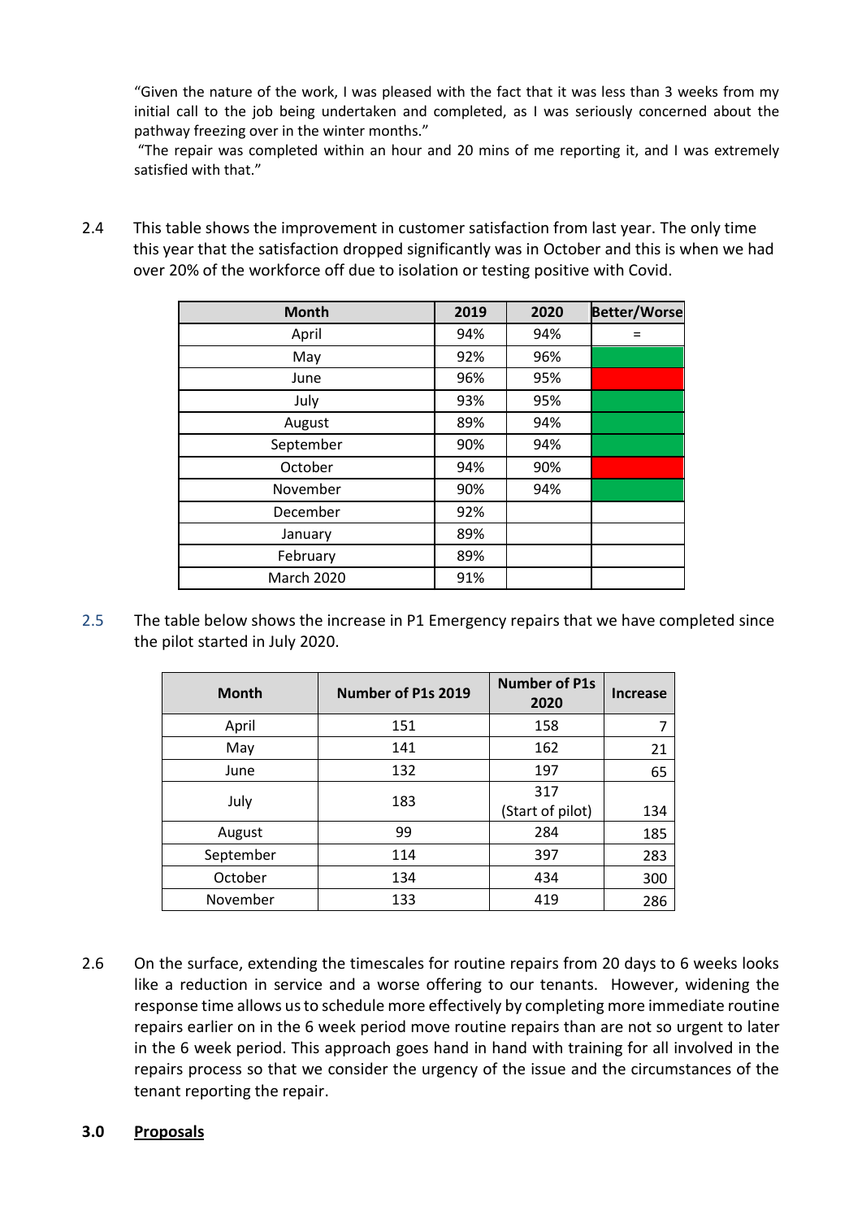"Given the nature of the work, I was pleased with the fact that it was less than 3 weeks from my initial call to the job being undertaken and completed, as I was seriously concerned about the pathway freezing over in the winter months."

"The repair was completed within an hour and 20 mins of me reporting it, and I was extremely satisfied with that."

2.4 This table shows the improvement in customer satisfaction from last year. The only time this year that the satisfaction dropped significantly was in October and this is when we had over 20% of the workforce off due to isolation or testing positive with Covid.

| Month | 2019 | 2020 | Better/Worse |
|---|---|---|---|
| April | 94% | 94% | = |
| May | 92% | 96% | |
| June | 96% | 95% | |
| July | 93% | 95% | |
| August | 89% | 94% | |
| September | 90% | 94% | |
| October | 94% | 90% | |
| November | 90% | 94% | |
| December | 92% | | |
| January | 89% | | |
| February | 89% | | |
| March 2020 | 91% | | |

2.5 The table below shows the increase in P1 Emergency repairs that we have completed since the pilot started in July 2020.

| Month | Number of P1s 2019 | Number of P1s 2020 | Increase |
|---|---|---|---|
| April | 151 | 158 | 7 |
| May | 141 | 162 | 21 |
| June | 132 | 197 | 65 |
| July | 183 | 317 (Start of pilot) | 134 |
| August | 99 | 284 | 185 |
| September | 114 | 397 | 283 |
| October | 134 | 434 | 300 |
| November | 133 | 419 | 286 |

2.6 On the surface, extending the timescales for routine repairs from 20 days to 6 weeks looks like a reduction in service and a worse offering to our tenants. However, widening the response time allows us to schedule more effectively by completing more immediate routine repairs earlier on in the 6 week period move routine repairs than are not so urgent to later in the 6 week period. This approach goes hand in hand with training for all involved in the repairs process so that we consider the urgency of the issue and the circumstances of the tenant reporting the repair.

## 3.0 Proposals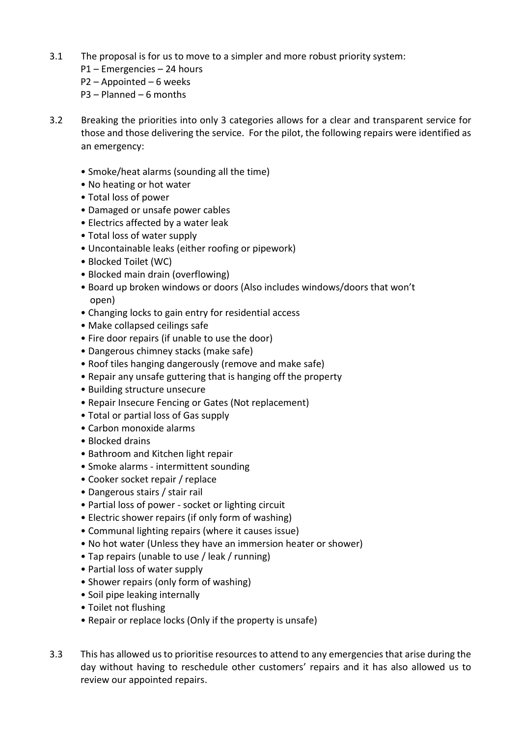3.1 The proposal is for us to move to a simpler and more robust priority system:
P1 – Emergencies – 24 hours
P2 – Appointed – 6 weeks
P3 – Planned – 6 months

3.2 Breaking the priorities into only 3 categories allows for a clear and transparent service for those and those delivering the service. For the pilot, the following repairs were identified as an emergency:

- Smoke/heat alarms (sounding all the time)
- No heating or hot water
- Total loss of power
- Damaged or unsafe power cables
- Electrics affected by a water leak
- Total loss of water supply
- Uncontainable leaks (either roofing or pipework)
- Blocked Toilet (WC)
- Blocked main drain (overflowing)
- Board up broken windows or doors (Also includes windows/doors that won't open)
- Changing locks to gain entry for residential access
- Make collapsed ceilings safe
- Fire door repairs (if unable to use the door)
- Dangerous chimney stacks (make safe)
- Roof tiles hanging dangerously (remove and make safe)
- Repair any unsafe guttering that is hanging off the property
- Building structure unsecure
- Repair Insecure Fencing or Gates (Not replacement)
- Total or partial loss of Gas supply
- Carbon monoxide alarms
- Blocked drains
- Bathroom and Kitchen light repair
- Smoke alarms - intermittent sounding
- Cooker socket repair / replace
- Dangerous stairs / stair rail
- Partial loss of power - socket or lighting circuit
- Electric shower repairs (if only form of washing)
- Communal lighting repairs (where it causes issue)
- No hot water (Unless they have an immersion heater or shower)
- Tap repairs (unable to use / leak / running)
- Partial loss of water supply
- Shower repairs (only form of washing)
- Soil pipe leaking internally
- Toilet not flushing
- Repair or replace locks (Only if the property is unsafe)

3.3 This has allowed us to prioritise resources to attend to any emergencies that arise during the day without having to reschedule other customers' repairs and it has also allowed us to review our appointed repairs.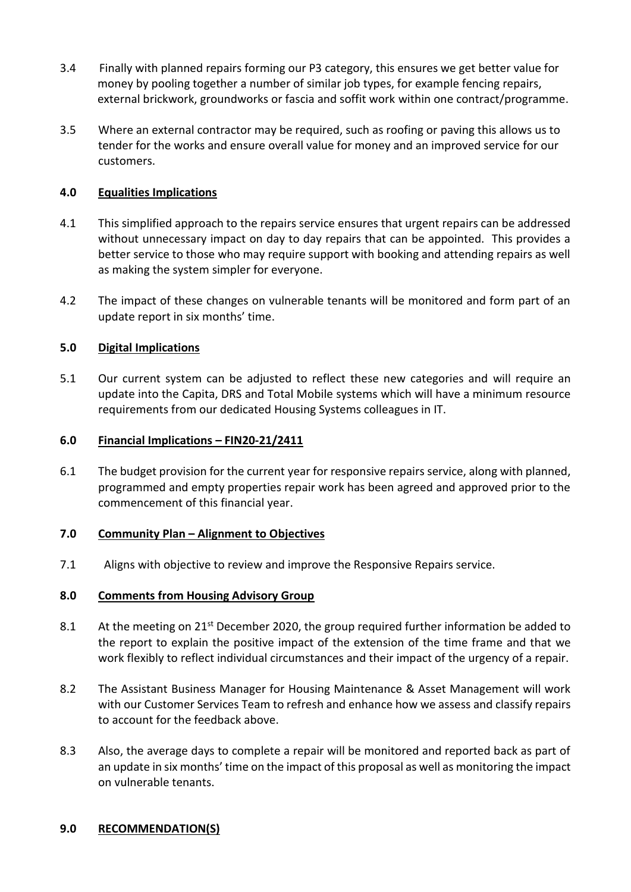3.4 Finally with planned repairs forming our P3 category, this ensures we get better value for money by pooling together a number of similar job types, for example fencing repairs, external brickwork, groundworks or fascia and soffit work within one contract/programme.

3.5 Where an external contractor may be required, such as roofing or paving this allows us to tender for the works and ensure overall value for money and an improved service for our customers.

## 4.0 Equalities Implications

4.1 This simplified approach to the repairs service ensures that urgent repairs can be addressed without unnecessary impact on day to day repairs that can be appointed. This provides a better service to those who may require support with booking and attending repairs as well as making the system simpler for everyone.

4.2 The impact of these changes on vulnerable tenants will be monitored and form part of an update report in six months' time.

## 5.0 Digital Implications

5.1 Our current system can be adjusted to reflect these new categories and will require an update into the Capita, DRS and Total Mobile systems which will have a minimum resource requirements from our dedicated Housing Systems colleagues in IT.

## 6.0 Financial Implications – FIN20-21/2411

6.1 The budget provision for the current year for responsive repairs service, along with planned, programmed and empty properties repair work has been agreed and approved prior to the commencement of this financial year.

## 7.0 Community Plan – Alignment to Objectives

7.1 Aligns with objective to review and improve the Responsive Repairs service.

## 8.0 Comments from Housing Advisory Group

8.1 At the meeting on 21st December 2020, the group required further information be added to the report to explain the positive impact of the extension of the time frame and that we work flexibly to reflect individual circumstances and their impact of the urgency of a repair.

8.2 The Assistant Business Manager for Housing Maintenance & Asset Management will work with our Customer Services Team to refresh and enhance how we assess and classify repairs to account for the feedback above.

8.3 Also, the average days to complete a repair will be monitored and reported back as part of an update in six months' time on the impact of this proposal as well as monitoring the impact on vulnerable tenants.

## 9.0 RECOMMENDATION(S)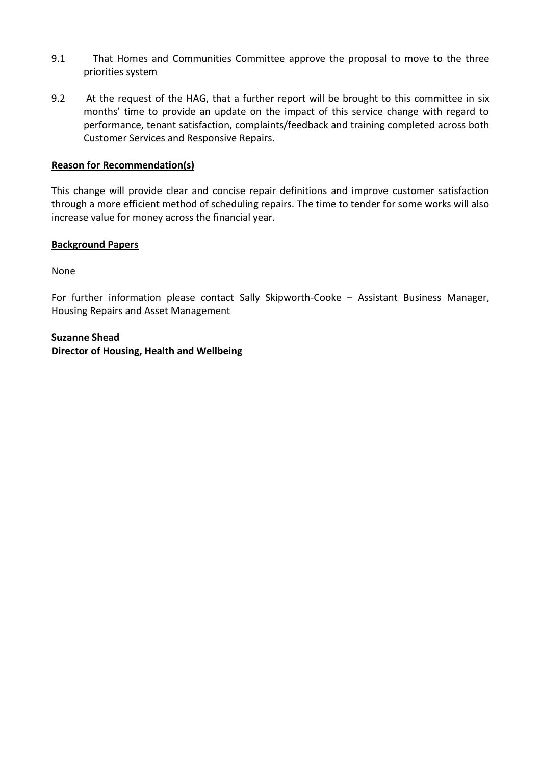9.1 That Homes and Communities Committee approve the proposal to move to the three priorities system

9.2 At the request of the HAG, that a further report will be brought to this committee in six months' time to provide an update on the impact of this service change with regard to performance, tenant satisfaction, complaints/feedback and training completed across both Customer Services and Responsive Repairs.

**Reason for Recommendation(s)**

This change will provide clear and concise repair definitions and improve customer satisfaction through a more efficient method of scheduling repairs. The time to tender for some works will also increase value for money across the financial year.

**Background Papers**

None

For further information please contact Sally Skipworth-Cooke – Assistant Business Manager, Housing Repairs and Asset Management

**Suzanne Shead**
**Director of Housing, Health and Wellbeing**